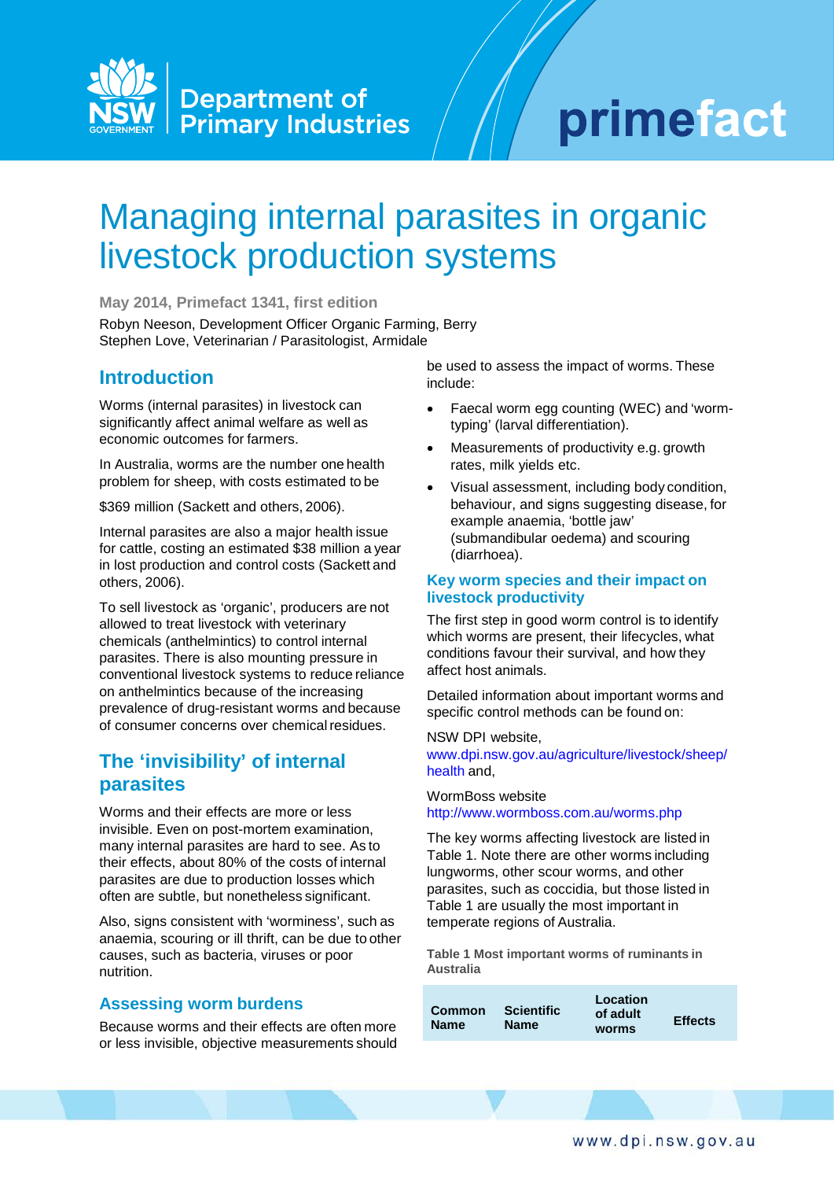# Managing internal parasites in organic livestock production systems

**May 2014, Primefact 1341, first edition**

Robyn Neeson, Development Officer Organic Farming, Berry
Stephen Love, Veterinarian / Parasitologist, Armidale

## Introduction

Worms (internal parasites) in livestock can significantly affect animal welfare as well as economic outcomes for farmers.

In Australia, worms are the number one health problem for sheep, with costs estimated to be

$369 million (Sackett and others, 2006).

Internal parasites are also a major health issue for cattle, costing an estimated $38 million a year in lost production and control costs (Sackett and others, 2006).

To sell livestock as 'organic', producers are not allowed to treat livestock with veterinary chemicals (anthelmintics) to control internal parasites. There is also mounting pressure in conventional livestock systems to reduce reliance on anthelmintics because of the increasing prevalence of drug-resistant worms and because of consumer concerns over chemical residues.

## The 'invisibility' of internal parasites

Worms and their effects are more or less invisible. Even on post-mortem examination, many internal parasites are hard to see. As to their effects, about 80% of the costs of internal parasites are due to production losses which often are subtle, but nonetheless significant.

Also, signs consistent with 'worminess', such as anaemia, scouring or ill thrift, can be due to other causes, such as bacteria, viruses or poor nutrition.

### Assessing worm burdens

Because worms and their effects are often more or less invisible, objective measurements should be used to assess the impact of worms. These include:

- Faecal worm egg counting (WEC) and 'worm-typing' (larval differentiation).
- Measurements of productivity e.g. growth rates, milk yields etc.
- Visual assessment, including body condition, behaviour, and signs suggesting disease, for example anaemia, 'bottle jaw' (submandibular oedema) and scouring (diarrhoea).

### Key worm species and their impact on livestock productivity

The first step in good worm control is to identify which worms are present, their lifecycles, what conditions favour their survival, and how they affect host animals.

Detailed information about important worms and specific control methods can be found on:

NSW DPI website,
www.dpi.nsw.gov.au/agriculture/livestock/sheep/health and,

WormBoss website
http://www.wormboss.com.au/worms.php

The key worms affecting livestock are listed in Table 1. Note there are other worms including lungworms, other scour worms, and other parasites, such as coccidia, but those listed in Table 1 are usually the most important in temperate regions of Australia.

**Table 1 Most important worms of ruminants in Australia**

| Common Name | Scientific Name | Location of adult worms | Effects |
|---|---|---|---|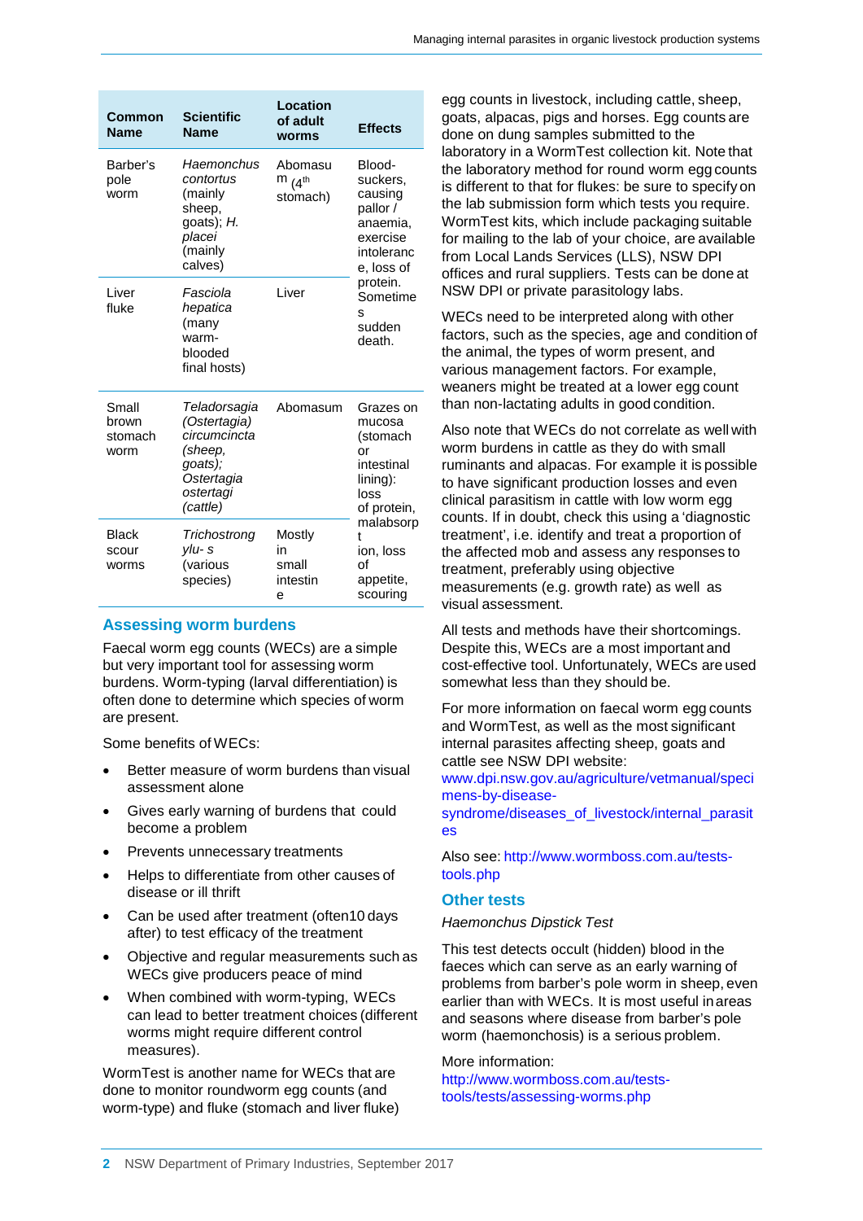| Common Name | Scientific Name | Location of adult worms | Effects |
|---|---|---|---|
| Barber's pole worm | *Haemonchus contortus* (mainly sheep, goats); *H. placei* (mainly calves) | Abomasum (4th stomach) | Blood-suckers, causing pallor / anaemia, exercise intolerance, loss of protein. Sometimes sudden death. |
| Liver fluke | *Fasciola hepatica* (many warm-blooded final hosts) | Liver | |
| Small brown stomach worm | *Teladorsagia (Ostertagia) circumcincta (sheep, goats); Ostertagia ostertagi (cattle)* | Abomasum | Grazes on mucosa (stomach or intestinal lining): loss of protein, malabsorption, loss of appetite, scouring |
| Black scour worms | *Trichostrongylus* (various species) | Mostly in small intestine | |

## Assessing worm burdens

Faecal worm egg counts (WECs) are a simple but very important tool for assessing worm burdens. Worm-typing (larval differentiation) is often done to determine which species of worm are present.

Some benefits of WECs:

- Better measure of worm burdens than visual assessment alone
- Gives early warning of burdens that could become a problem
- Prevents unnecessary treatments
- Helps to differentiate from other causes of disease or ill thrift
- Can be used after treatment (often10 days after) to test efficacy of the treatment
- Objective and regular measurements such as WECs give producers peace of mind
- When combined with worm-typing, WECs can lead to better treatment choices (different worms might require different control measures).

WormTest is another name for WECs that are done to monitor roundworm egg counts (and worm-type) and fluke (stomach and liver fluke) egg counts in livestock, including cattle, sheep, goats, alpacas, pigs and horses. Egg counts are done on dung samples submitted to the laboratory in a WormTest collection kit. Note that the laboratory method for round worm egg counts is different to that for flukes: be sure to specify on the lab submission form which tests you require. WormTest kits, which include packaging suitable for mailing to the lab of your choice, are available from Local Lands Services (LLS), NSW DPI offices and rural suppliers. Tests can be done at NSW DPI or private parasitology labs.

WECs need to be interpreted along with other factors, such as the species, age and condition of the animal, the types of worm present, and various management factors. For example, weaners might be treated at a lower egg count than non-lactating adults in good condition.

Also note that WECs do not correlate as well with worm burdens in cattle as they do with small ruminants and alpacas. For example it is possible to have significant production losses and even clinical parasitism in cattle with low worm egg counts. If in doubt, check this using a 'diagnostic treatment', i.e. identify and treat a proportion of the affected mob and assess any responses to treatment, preferably using objective measurements (e.g. growth rate) as well as visual assessment.

All tests and methods have their shortcomings. Despite this, WECs are a most important and cost-effective tool. Unfortunately, WECs are used somewhat less than they should be.

For more information on faecal worm egg counts and WormTest, as well as the most significant internal parasites affecting sheep, goats and cattle see NSW DPI website: www.dpi.nsw.gov.au/agriculture/vetmanual/specimens-by-disease-syndrome/diseases_of_livestock/internal_parasites

Also see: http://www.wormboss.com.au/tests-tools.php

## Other tests

*Haemonchus Dipstick Test*

This test detects occult (hidden) blood in the faeces which can serve as an early warning of problems from barber's pole worm in sheep, even earlier than with WECs. It is most useful in areas and seasons where disease from barber's pole worm (haemonchosis) is a serious problem.

More information: http://www.wormboss.com.au/tests-tools/tests/assessing-worms.php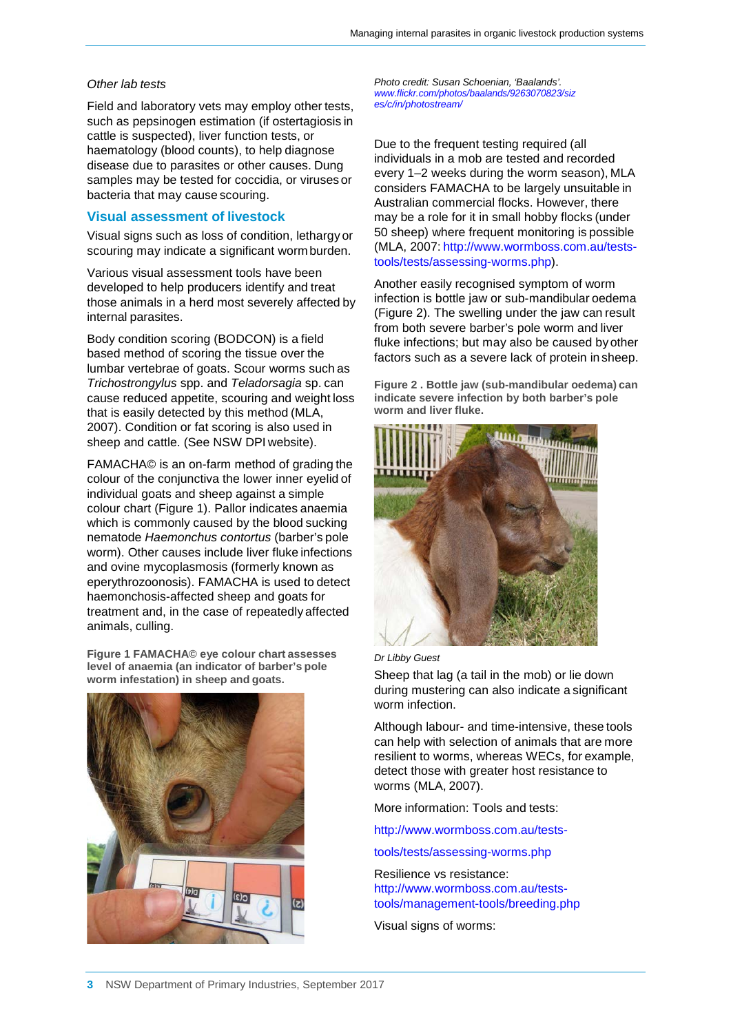*Other lab tests*

Field and laboratory vets may employ other tests, such as pepsinogen estimation (if ostertagiosis in cattle is suspected), liver function tests, or haematology (blood counts), to help diagnose disease due to parasites or other causes. Dung samples may be tested for coccidia, or viruses or bacteria that may cause scouring.

## Visual assessment of livestock

Visual signs such as loss of condition, lethargy or scouring may indicate a significant worm burden.

Various visual assessment tools have been developed to help producers identify and treat those animals in a herd most severely affected by internal parasites.

Body condition scoring (BODCON) is a field based method of scoring the tissue over the lumbar vertebrae of goats. Scour worms such as *Trichostrongylus* spp. and *Teladorsagia* sp. can cause reduced appetite, scouring and weight loss that is easily detected by this method (MLA, 2007). Condition or fat scoring is also used in sheep and cattle. (See NSW DPI website).

FAMACHA© is an on-farm method of grading the colour of the conjunctiva the lower inner eyelid of individual goats and sheep against a simple colour chart (Figure 1). Pallor indicates anaemia which is commonly caused by the blood sucking nematode *Haemonchus contortus* (barber's pole worm). Other causes include liver fluke infections and ovine mycoplasmosis (formerly known as eperythrozoonosis). FAMACHA is used to detect haemonchosis-affected sheep and goats for treatment and, in the case of repeatedly affected animals, culling.

**Figure 1 FAMACHA© eye colour chart assesses level of anaemia (an indicator of barber's pole worm infestation) in sheep and goats.**

*Photo credit: Susan Schoenian, 'Baalands'. www.flickr.com/photos/baalands/9263070823/sizes/c/in/photostream/*

Due to the frequent testing required (all individuals in a mob are tested and recorded every 1–2 weeks during the worm season), MLA considers FAMACHA to be largely unsuitable in Australian commercial flocks. However, there may be a role for it in small hobby flocks (under 50 sheep) where frequent monitoring is possible (MLA, 2007: http://www.wormboss.com.au/tests-tools/tests/assessing-worms.php).

Another easily recognised symptom of worm infection is bottle jaw or sub-mandibular oedema (Figure 2). The swelling under the jaw can result from both severe barber's pole worm and liver fluke infections; but may also be caused by other factors such as a severe lack of protein in sheep.

**Figure 2 . Bottle jaw (sub-mandibular oedema) can indicate severe infection by both barber's pole worm and liver fluke.**

*Dr Libby Guest*

Sheep that lag (a tail in the mob) or lie down during mustering can also indicate a significant worm infection.

Although labour- and time-intensive, these tools can help with selection of animals that are more resilient to worms, whereas WECs, for example, detect those with greater host resistance to worms (MLA, 2007).

More information: Tools and tests:

http://www.wormboss.com.au/tests-tools/tests/assessing-worms.php

Resilience vs resistance:
http://www.wormboss.com.au/tests-tools/management-tools/breeding.php

Visual signs of worms: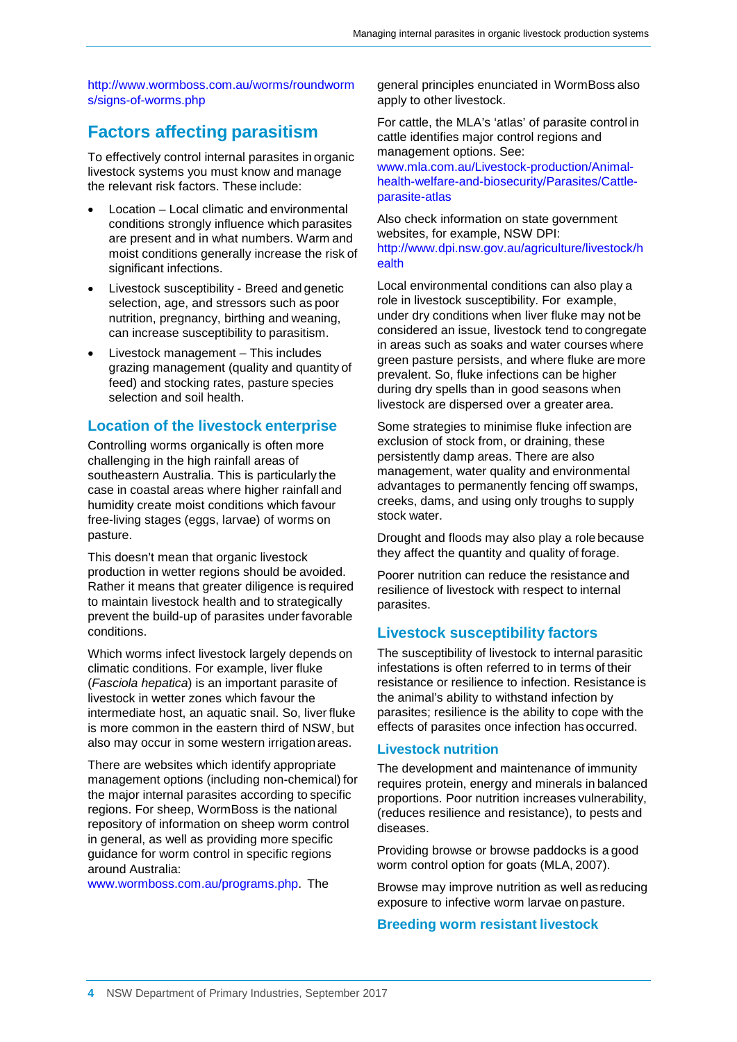http://www.wormboss.com.au/worms/roundworms/signs-of-worms.php

## Factors affecting parasitism

To effectively control internal parasites in organic livestock systems you must know and manage the relevant risk factors. These include:

- Location – Local climatic and environmental conditions strongly influence which parasites are present and in what numbers. Warm and moist conditions generally increase the risk of significant infections.
- Livestock susceptibility - Breed and genetic selection, age, and stressors such as poor nutrition, pregnancy, birthing and weaning, can increase susceptibility to parasitism.
- Livestock management – This includes grazing management (quality and quantity of feed) and stocking rates, pasture species selection and soil health.

### Location of the livestock enterprise

Controlling worms organically is often more challenging in the high rainfall areas of southeastern Australia. This is particularly the case in coastal areas where higher rainfall and humidity create moist conditions which favour free-living stages (eggs, larvae) of worms on pasture.

This doesn't mean that organic livestock production in wetter regions should be avoided. Rather it means that greater diligence is required to maintain livestock health and to strategically prevent the build-up of parasites under favorable conditions.

Which worms infect livestock largely depends on climatic conditions. For example, liver fluke (*Fasciola hepatica*) is an important parasite of livestock in wetter zones which favour the intermediate host, an aquatic snail. So, liver fluke is more common in the eastern third of NSW, but also may occur in some western irrigation areas.

There are websites which identify appropriate management options (including non-chemical) for the major internal parasites according to specific regions. For sheep, WormBoss is the national repository of information on sheep worm control in general, as well as providing more specific guidance for worm control in specific regions around Australia: www.wormboss.com.au/programs.php. The general principles enunciated in WormBoss also apply to other livestock.

For cattle, the MLA's 'atlas' of parasite control in cattle identifies major control regions and management options. See: www.mla.com.au/Livestock-production/Animal-health-welfare-and-biosecurity/Parasites/Cattle-parasite-atlas

Also check information on state government websites, for example, NSW DPI: http://www.dpi.nsw.gov.au/agriculture/livestock/health

Local environmental conditions can also play a role in livestock susceptibility. For example, under dry conditions when liver fluke may not be considered an issue, livestock tend to congregate in areas such as soaks and water courses where green pasture persists, and where fluke are more prevalent. So, fluke infections can be higher during dry spells than in good seasons when livestock are dispersed over a greater area.

Some strategies to minimise fluke infection are exclusion of stock from, or draining, these persistently damp areas. There are also management, water quality and environmental advantages to permanently fencing off swamps, creeks, dams, and using only troughs to supply stock water.

Drought and floods may also play a role because they affect the quantity and quality of forage.

Poorer nutrition can reduce the resistance and resilience of livestock with respect to internal parasites.

### Livestock susceptibility factors

The susceptibility of livestock to internal parasitic infestations is often referred to in terms of their resistance or resilience to infection. Resistance is the animal's ability to withstand infection by parasites; resilience is the ability to cope with the effects of parasites once infection has occurred.

#### Livestock nutrition

The development and maintenance of immunity requires protein, energy and minerals in balanced proportions. Poor nutrition increases vulnerability, (reduces resilience and resistance), to pests and diseases.

Providing browse or browse paddocks is a good worm control option for goats (MLA, 2007).

Browse may improve nutrition as well as reducing exposure to infective worm larvae on pasture.

#### Breeding worm resistant livestock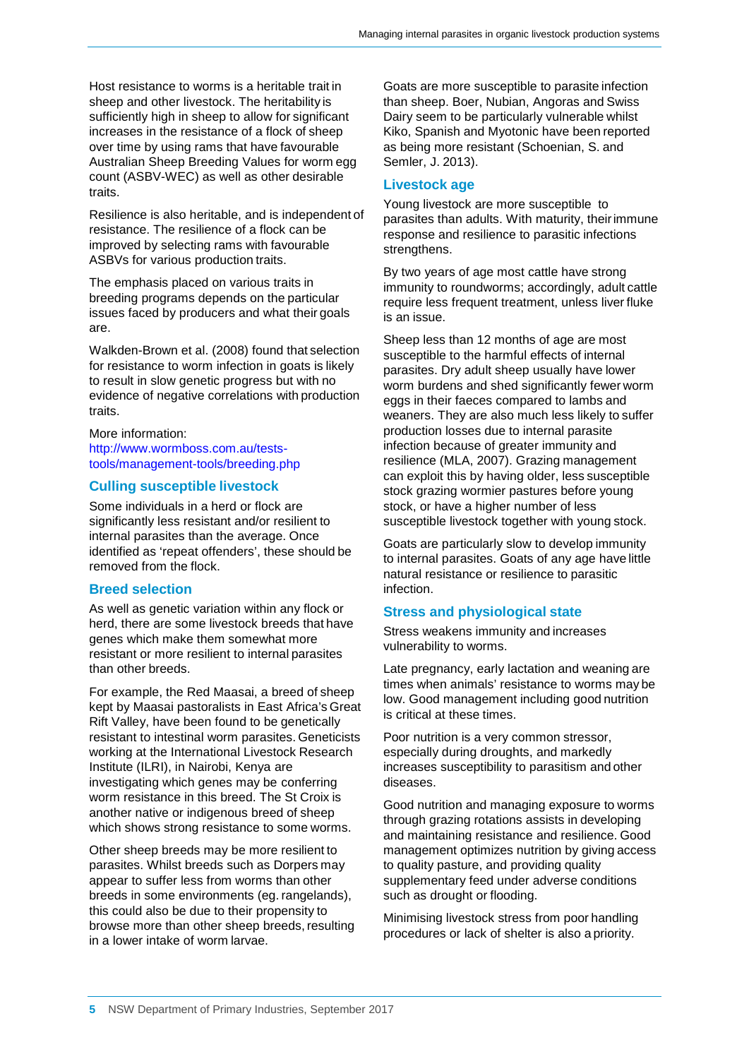Host resistance to worms is a heritable trait in sheep and other livestock. The heritability is sufficiently high in sheep to allow for significant increases in the resistance of a flock of sheep over time by using rams that have favourable Australian Sheep Breeding Values for worm egg count (ASBV-WEC) as well as other desirable traits.

Resilience is also heritable, and is independent of resistance. The resilience of a flock can be improved by selecting rams with favourable ASBVs for various production traits.

The emphasis placed on various traits in breeding programs depends on the particular issues faced by producers and what their goals are.

Walkden-Brown et al. (2008) found that selection for resistance to worm infection in goats is likely to result in slow genetic progress but with no evidence of negative correlations with production traits.

More information:
http://www.wormboss.com.au/tests-tools/management-tools/breeding.php

### Culling susceptible livestock

Some individuals in a herd or flock are significantly less resistant and/or resilient to internal parasites than the average. Once identified as 'repeat offenders', these should be removed from the flock.

### Breed selection

As well as genetic variation within any flock or herd, there are some livestock breeds that have genes which make them somewhat more resistant or more resilient to internal parasites than other breeds.

For example, the Red Maasai, a breed of sheep kept by Maasai pastoralists in East Africa's Great Rift Valley, have been found to be genetically resistant to intestinal worm parasites. Geneticists working at the International Livestock Research Institute (ILRI), in Nairobi, Kenya are investigating which genes may be conferring worm resistance in this breed. The St Croix is another native or indigenous breed of sheep which shows strong resistance to some worms.

Other sheep breeds may be more resilient to parasites. Whilst breeds such as Dorpers may appear to suffer less from worms than other breeds in some environments (eg. rangelands), this could also be due to their propensity to browse more than other sheep breeds, resulting in a lower intake of worm larvae.

Goats are more susceptible to parasite infection than sheep. Boer, Nubian, Angoras and Swiss Dairy seem to be particularly vulnerable whilst Kiko, Spanish and Myotonic have been reported as being more resistant (Schoenian, S. and Semler, J. 2013).

### Livestock age

Young livestock are more susceptible to parasites than adults. With maturity, their immune response and resilience to parasitic infections strengthens.

By two years of age most cattle have strong immunity to roundworms; accordingly, adult cattle require less frequent treatment, unless liver fluke is an issue.

Sheep less than 12 months of age are most susceptible to the harmful effects of internal parasites. Dry adult sheep usually have lower worm burdens and shed significantly fewer worm eggs in their faeces compared to lambs and weaners. They are also much less likely to suffer production losses due to internal parasite infection because of greater immunity and resilience (MLA, 2007). Grazing management can exploit this by having older, less susceptible stock grazing wormier pastures before young stock, or have a higher number of less susceptible livestock together with young stock.

Goats are particularly slow to develop immunity to internal parasites. Goats of any age have little natural resistance or resilience to parasitic infection.

### Stress and physiological state

Stress weakens immunity and increases vulnerability to worms.

Late pregnancy, early lactation and weaning are times when animals' resistance to worms may be low. Good management including good nutrition is critical at these times.

Poor nutrition is a very common stressor, especially during droughts, and markedly increases susceptibility to parasitism and other diseases.

Good nutrition and managing exposure to worms through grazing rotations assists in developing and maintaining resistance and resilience. Good management optimizes nutrition by giving access to quality pasture, and providing quality supplementary feed under adverse conditions such as drought or flooding.

Minimising livestock stress from poor handling procedures or lack of shelter is also a priority.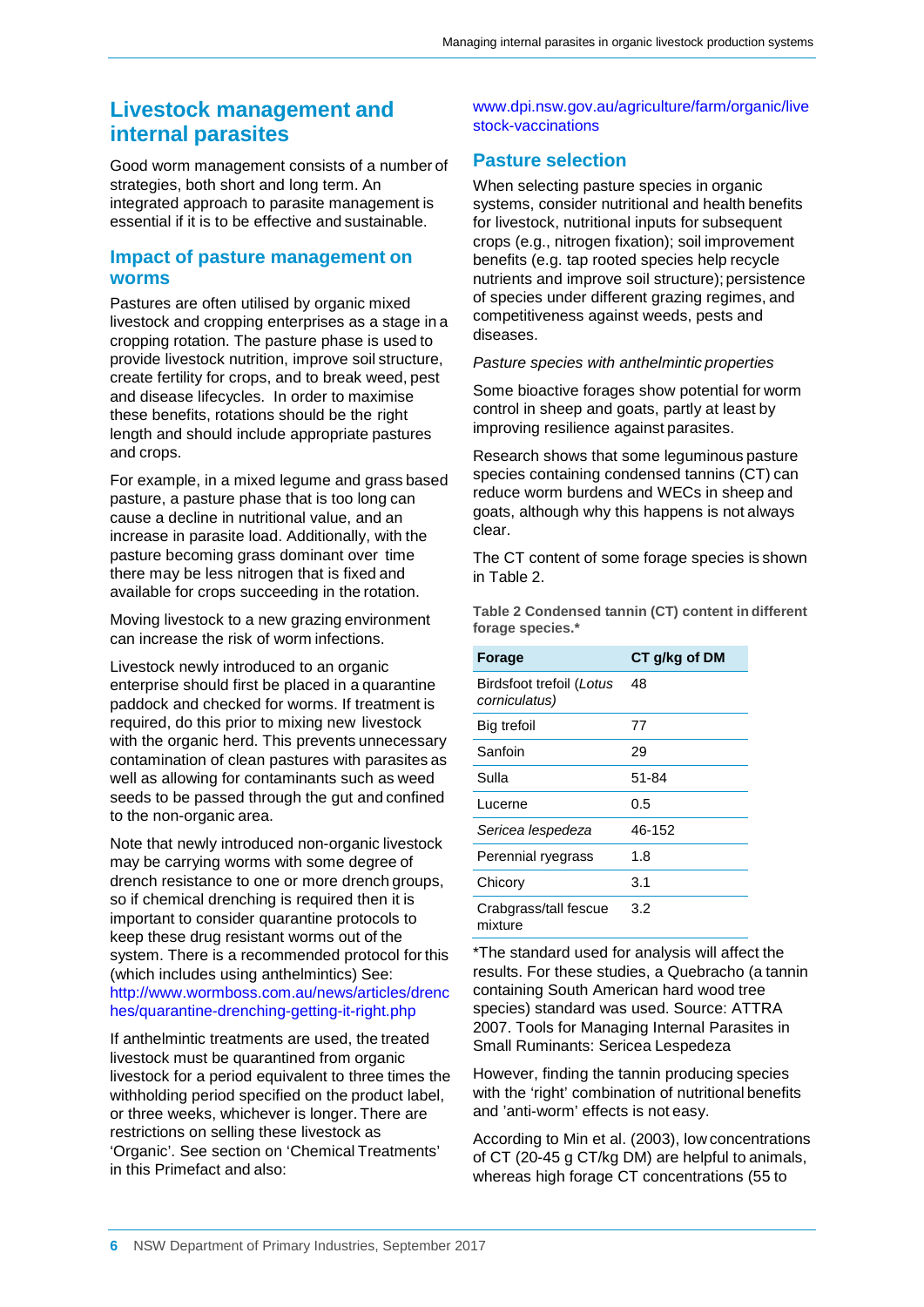## Livestock management and internal parasites

Good worm management consists of a number of strategies, both short and long term. An integrated approach to parasite management is essential if it is to be effective and sustainable.

### Impact of pasture management on worms

Pastures are often utilised by organic mixed livestock and cropping enterprises as a stage in a cropping rotation. The pasture phase is used to provide livestock nutrition, improve soil structure, create fertility for crops, and to break weed, pest and disease lifecycles. In order to maximise these benefits, rotations should be the right length and should include appropriate pastures and crops.

For example, in a mixed legume and grass based pasture, a pasture phase that is too long can cause a decline in nutritional value, and an increase in parasite load. Additionally, with the pasture becoming grass dominant over time there may be less nitrogen that is fixed and available for crops succeeding in the rotation.

Moving livestock to a new grazing environment can increase the risk of worm infections.

Livestock newly introduced to an organic enterprise should first be placed in a quarantine paddock and checked for worms. If treatment is required, do this prior to mixing new livestock with the organic herd. This prevents unnecessary contamination of clean pastures with parasites as well as allowing for contaminants such as weed seeds to be passed through the gut and confined to the non-organic area.

Note that newly introduced non-organic livestock may be carrying worms with some degree of drench resistance to one or more drench groups, so if chemical drenching is required then it is important to consider quarantine protocols to keep these drug resistant worms out of the system. There is a recommended protocol for this (which includes using anthelmintics) See: http://www.wormboss.com.au/news/articles/drenches/quarantine-drenching-getting-it-right.php

If anthelmintic treatments are used, the treated livestock must be quarantined from organic livestock for a period equivalent to three times the withholding period specified on the product label, or three weeks, whichever is longer. There are restrictions on selling these livestock as 'Organic'. See section on 'Chemical Treatments' in this Primefact and also: www.dpi.nsw.gov.au/agriculture/farm/organic/livestock-vaccinations

### Pasture selection

When selecting pasture species in organic systems, consider nutritional and health benefits for livestock, nutritional inputs for subsequent crops (e.g., nitrogen fixation); soil improvement benefits (e.g. tap rooted species help recycle nutrients and improve soil structure); persistence of species under different grazing regimes, and competitiveness against weeds, pests and diseases.

*Pasture species with anthelmintic properties*

Some bioactive forages show potential for worm control in sheep and goats, partly at least by improving resilience against parasites.

Research shows that some leguminous pasture species containing condensed tannins (CT) can reduce worm burdens and WECs in sheep and goats, although why this happens is not always clear.

The CT content of some forage species is shown in Table 2.

**Table 2 Condensed tannin (CT) content in different forage species.***

| Forage | CT g/kg of DM |
|---|---|
| Birdsfoot trefoil (*Lotus corniculatus)* | 48 |
| Big trefoil | 77 |
| Sanfoin | 29 |
| Sulla | 51-84 |
| Lucerne | 0.5 |
| *Sericea lespedeza* | 46-152 |
| Perennial ryegrass | 1.8 |
| Chicory | 3.1 |
| Crabgrass/tall fescue mixture | 3.2 |

*The standard used for analysis will affect the results. For these studies, a Quebracho (a tannin containing South American hard wood tree species) standard was used. Source: ATTRA 2007. Tools for Managing Internal Parasites in Small Ruminants: Sericea Lespedeza

However, finding the tannin producing species with the 'right' combination of nutritional benefits and 'anti-worm' effects is not easy.

According to Min et al. (2003), low concentrations of CT (20-45 g CT/kg DM) are helpful to animals, whereas high forage CT concentrations (55 to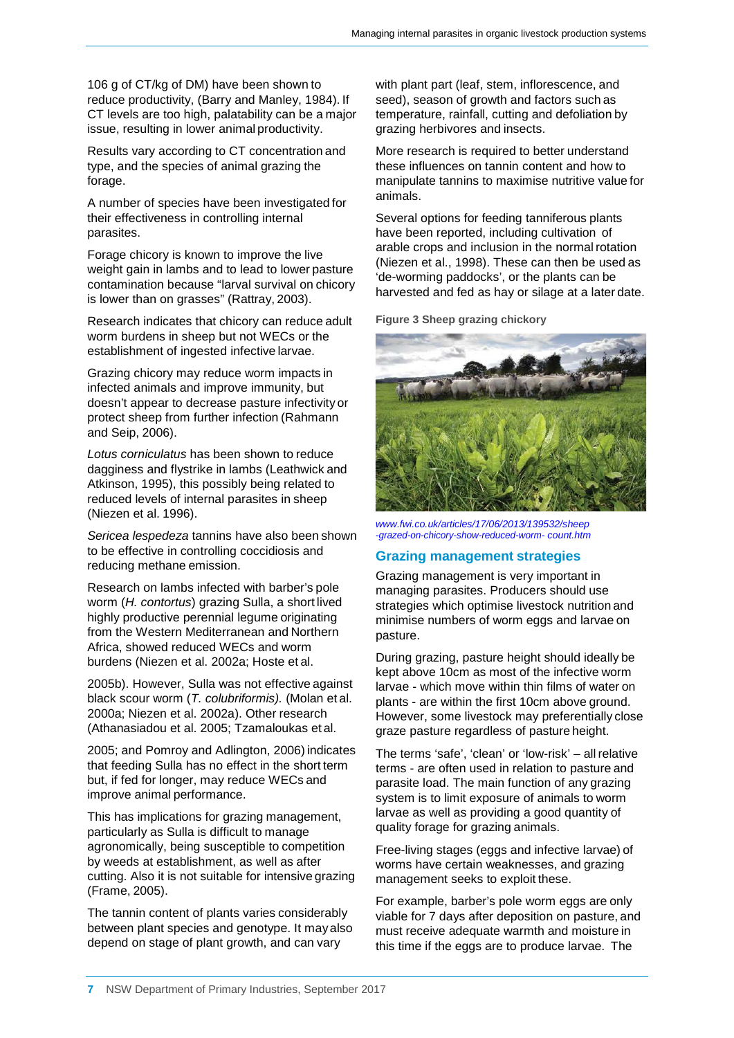106 g of CT/kg of DM) have been shown to reduce productivity, (Barry and Manley, 1984). If CT levels are too high, palatability can be a major issue, resulting in lower animal productivity.

Results vary according to CT concentration and type, and the species of animal grazing the forage.

A number of species have been investigated for their effectiveness in controlling internal parasites.

Forage chicory is known to improve the live weight gain in lambs and to lead to lower pasture contamination because "larval survival on chicory is lower than on grasses" (Rattray, 2003).

Research indicates that chicory can reduce adult worm burdens in sheep but not WECs or the establishment of ingested infective larvae.

Grazing chicory may reduce worm impacts in infected animals and improve immunity, but doesn't appear to decrease pasture infectivity or protect sheep from further infection (Rahmann and Seip, 2006).

*Lotus corniculatus* has been shown to reduce dagginess and flystrike in lambs (Leathwick and Atkinson, 1995), this possibly being related to reduced levels of internal parasites in sheep (Niezen et al. 1996).

*Sericea lespedeza* tannins have also been shown to be effective in controlling coccidiosis and reducing methane emission.

Research on lambs infected with barber's pole worm (*H. contortus*) grazing Sulla, a short lived highly productive perennial legume originating from the Western Mediterranean and Northern Africa, showed reduced WECs and worm burdens (Niezen et al. 2002a; Hoste et al. 2005b). However, Sulla was not effective against black scour worm (*T. colubriformis).* (Molan et al. 2000a; Niezen et al. 2002a). Other research (Athanasiadou et al. 2005; Tzamaloukas et al. 2005; and Pomroy and Adlington, 2006) indicates that feeding Sulla has no effect in the short term but, if fed for longer, may reduce WECs and improve animal performance.

This has implications for grazing management, particularly as Sulla is difficult to manage agronomically, being susceptible to competition by weeds at establishment, as well as after cutting. Also it is not suitable for intensive grazing (Frame, 2005).

The tannin content of plants varies considerably between plant species and genotype. It may also depend on stage of plant growth, and can vary with plant part (leaf, stem, inflorescence, and seed), season of growth and factors such as temperature, rainfall, cutting and defoliation by grazing herbivores and insects.

More research is required to better understand these influences on tannin content and how to manipulate tannins to maximise nutritive value for animals.

Several options for feeding tanniferous plants have been reported, including cultivation of arable crops and inclusion in the normal rotation (Niezen et al., 1998). These can then be used as 'de-worming paddocks', or the plants can be harvested and fed as hay or silage at a later date.

**Figure 3 Sheep grazing chickory**

*www.fwi.co.uk/articles/17/06/2013/139532/sheep-grazed-on-chicory-show-reduced-worm-count.htm*

## Grazing management strategies

Grazing management is very important in managing parasites. Producers should use strategies which optimise livestock nutrition and minimise numbers of worm eggs and larvae on pasture.

During grazing, pasture height should ideally be kept above 10cm as most of the infective worm larvae - which move within thin films of water on plants - are within the first 10cm above ground. However, some livestock may preferentially close graze pasture regardless of pasture height.

The terms 'safe', 'clean' or 'low-risk' – all relative terms - are often used in relation to pasture and parasite load. The main function of any grazing system is to limit exposure of animals to worm larvae as well as providing a good quantity of quality forage for grazing animals.

Free-living stages (eggs and infective larvae) of worms have certain weaknesses, and grazing management seeks to exploit these.

For example, barber's pole worm eggs are only viable for 7 days after deposition on pasture, and must receive adequate warmth and moisture in this time if the eggs are to produce larvae. The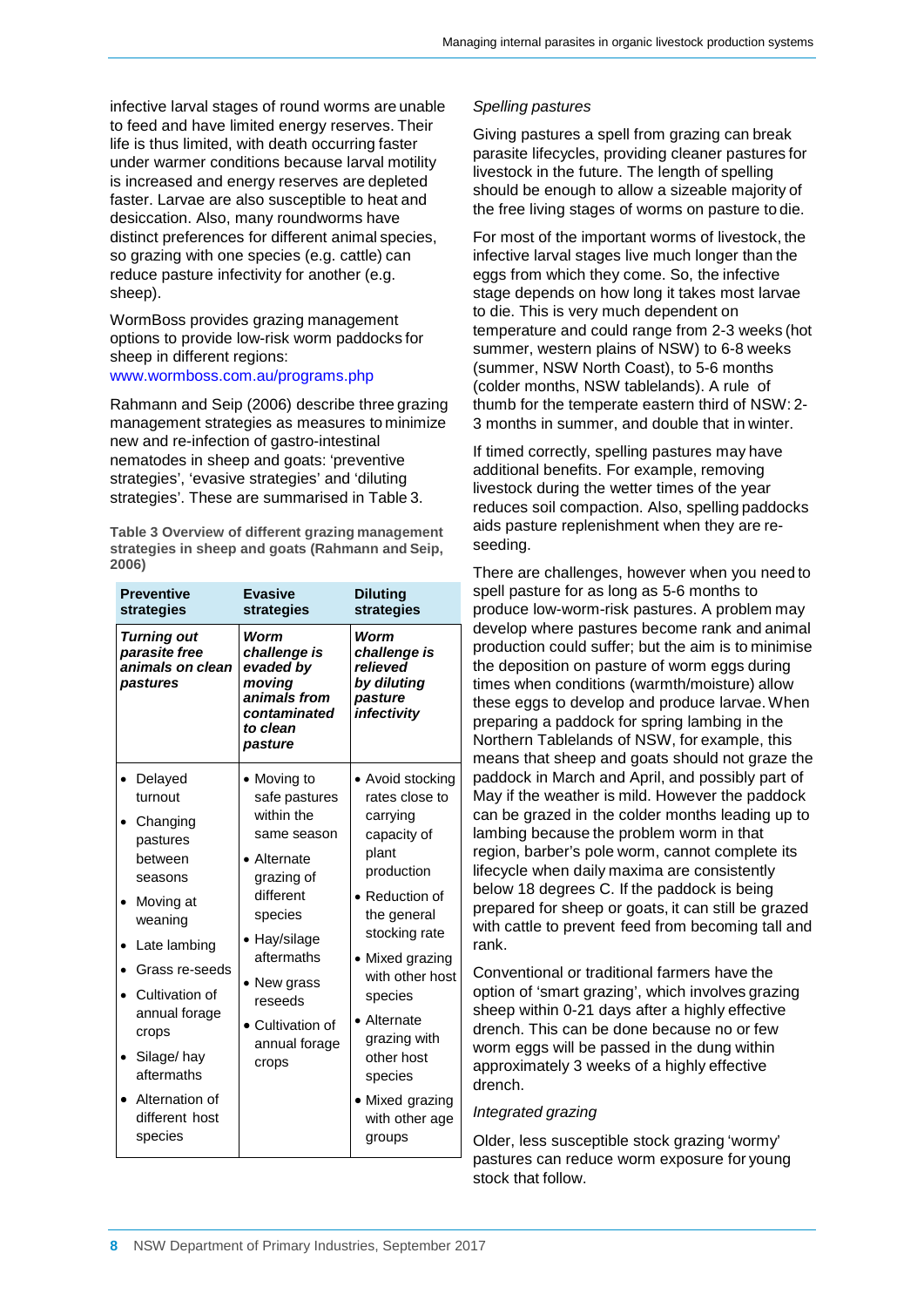infective larval stages of round worms are unable to feed and have limited energy reserves. Their life is thus limited, with death occurring faster under warmer conditions because larval motility is increased and energy reserves are depleted faster. Larvae are also susceptible to heat and desiccation. Also, many roundworms have distinct preferences for different animal species, so grazing with one species (e.g. cattle) can reduce pasture infectivity for another (e.g. sheep).

WormBoss provides grazing management options to provide low-risk worm paddocks for sheep in different regions: www.wormboss.com.au/programs.php

Rahmann and Seip (2006) describe three grazing management strategies as measures to minimize new and re-infection of gastro-intestinal nematodes in sheep and goats: 'preventive strategies', 'evasive strategies' and 'diluting strategies'. These are summarised in Table 3.

**Table 3 Overview of different grazing management strategies in sheep and goats (Rahmann and Seip, 2006)**

| Preventive strategies | Evasive strategies | Diluting strategies |
|---|---|---|
| ***Turning out parasite free animals on clean pastures*** | ***Worm challenge is evaded by moving animals from contaminated to clean pasture*** | ***Worm challenge is relieved by diluting pasture infectivity*** |
| • Delayed turnout<br>• Changing pastures between seasons<br>• Moving at weaning<br>• Late lambing<br>• Grass re-seeds<br>• Cultivation of annual forage crops<br>• Silage/ hay aftermaths<br>• Alternation of different host species | • Moving to safe pastures within the same season<br>• Alternate grazing of different species<br>• Hay/silage aftermaths<br>• New grass reseeds<br>• Cultivation of annual forage crops | • Avoid stocking rates close to carrying capacity of plant production<br>• Reduction of the general stocking rate<br>• Mixed grazing with other host species<br>• Alternate grazing with other host species<br>• Mixed grazing with other age groups |

*Spelling pastures*

Giving pastures a spell from grazing can break parasite lifecycles, providing cleaner pastures for livestock in the future. The length of spelling should be enough to allow a sizeable majority of the free living stages of worms on pasture to die.

For most of the important worms of livestock, the infective larval stages live much longer than the eggs from which they come. So, the infective stage depends on how long it takes most larvae to die. This is very much dependent on temperature and could range from 2-3 weeks (hot summer, western plains of NSW) to 6-8 weeks (summer, NSW North Coast), to 5-6 months (colder months, NSW tablelands). A rule of thumb for the temperate eastern third of NSW: 2-3 months in summer, and double that in winter.

If timed correctly, spelling pastures may have additional benefits. For example, removing livestock during the wetter times of the year reduces soil compaction. Also, spelling paddocks aids pasture replenishment when they are re-seeding.

There are challenges, however when you need to spell pasture for as long as 5-6 months to produce low-worm-risk pastures. A problem may develop where pastures become rank and animal production could suffer; but the aim is to minimise the deposition on pasture of worm eggs during times when conditions (warmth/moisture) allow these eggs to develop and produce larvae. When preparing a paddock for spring lambing in the Northern Tablelands of NSW, for example, this means that sheep and goats should not graze the paddock in March and April, and possibly part of May if the weather is mild. However the paddock can be grazed in the colder months leading up to lambing because the problem worm in that region, barber's pole worm, cannot complete its lifecycle when daily maxima are consistently below 18 degrees C. If the paddock is being prepared for sheep or goats, it can still be grazed with cattle to prevent feed from becoming tall and rank.

Conventional or traditional farmers have the option of 'smart grazing', which involves grazing sheep within 0-21 days after a highly effective drench. This can be done because no or few worm eggs will be passed in the dung within approximately 3 weeks of a highly effective drench.

*Integrated grazing*

Older, less susceptible stock grazing 'wormy' pastures can reduce worm exposure for young stock that follow.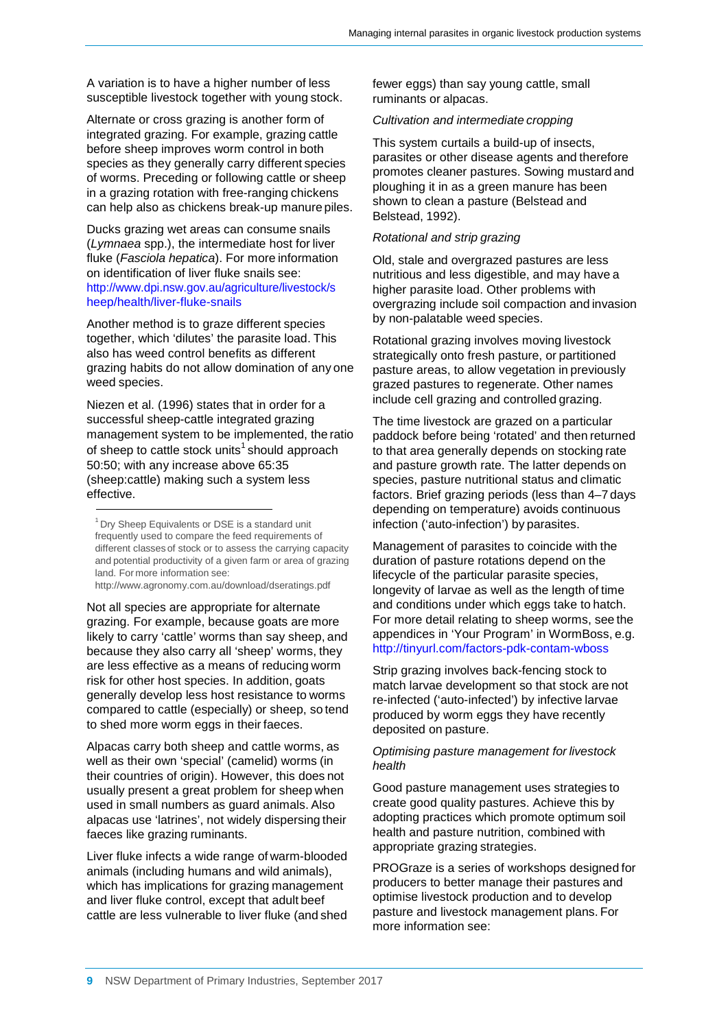A variation is to have a higher number of less susceptible livestock together with young stock.

Alternate or cross grazing is another form of integrated grazing. For example, grazing cattle before sheep improves worm control in both species as they generally carry different species of worms. Preceding or following cattle or sheep in a grazing rotation with free-ranging chickens can help also as chickens break-up manure piles.

Ducks grazing wet areas can consume snails (*Lymnaea* spp.), the intermediate host for liver fluke (*Fasciola hepatica*). For more information on identification of liver fluke snails see: http://www.dpi.nsw.gov.au/agriculture/livestock/sheep/health/liver-fluke-snails

Another method is to graze different species together, which 'dilutes' the parasite load. This also has weed control benefits as different grazing habits do not allow domination of any one weed species.

Niezen et al. (1996) states that in order for a successful sheep-cattle integrated grazing management system to be implemented, the ratio of sheep to cattle stock units[1] should approach 50:50; with any increase above 65:35 (sheep:cattle) making such a system less effective.

[1] Dry Sheep Equivalents or DSE is a standard unit frequently used to compare the feed requirements of different classes of stock or to assess the carrying capacity and potential productivity of a given farm or area of grazing land. For more information see: http://www.agronomy.com.au/download/dseratings.pdf

Not all species are appropriate for alternate grazing. For example, because goats are more likely to carry 'cattle' worms than say sheep, and because they also carry all 'sheep' worms, they are less effective as a means of reducing worm risk for other host species. In addition, goats generally develop less host resistance to worms compared to cattle (especially) or sheep, so tend to shed more worm eggs in their faeces.

Alpacas carry both sheep and cattle worms, as well as their own 'special' (camelid) worms (in their countries of origin). However, this does not usually present a great problem for sheep when used in small numbers as guard animals. Also alpacas use 'latrines', not widely dispersing their faeces like grazing ruminants.

Liver fluke infects a wide range of warm-blooded animals (including humans and wild animals), which has implications for grazing management and liver fluke control, except that adult beef cattle are less vulnerable to liver fluke (and shed fewer eggs) than say young cattle, small ruminants or alpacas.

*Cultivation and intermediate cropping*

This system curtails a build-up of insects, parasites or other disease agents and therefore promotes cleaner pastures. Sowing mustard and ploughing it in as a green manure has been shown to clean a pasture (Belstead and Belstead, 1992).

*Rotational and strip grazing*

Old, stale and overgrazed pastures are less nutritious and less digestible, and may have a higher parasite load. Other problems with overgrazing include soil compaction and invasion by non-palatable weed species.

Rotational grazing involves moving livestock strategically onto fresh pasture, or partitioned pasture areas, to allow vegetation in previously grazed pastures to regenerate. Other names include cell grazing and controlled grazing.

The time livestock are grazed on a particular paddock before being 'rotated' and then returned to that area generally depends on stocking rate and pasture growth rate. The latter depends on species, pasture nutritional status and climatic factors. Brief grazing periods (less than 4–7 days depending on temperature) avoids continuous infection ('auto-infection') by parasites.

Management of parasites to coincide with the duration of pasture rotations depend on the lifecycle of the particular parasite species, longevity of larvae as well as the length of time and conditions under which eggs take to hatch. For more detail relating to sheep worms, see the appendices in 'Your Program' in WormBoss, e.g. http://tinyurl.com/factors-pdk-contam-wboss

Strip grazing involves back-fencing stock to match larvae development so that stock are not re-infected ('auto-infected') by infective larvae produced by worm eggs they have recently deposited on pasture.

*Optimising pasture management for livestock health*

Good pasture management uses strategies to create good quality pastures. Achieve this by adopting practices which promote optimum soil health and pasture nutrition, combined with appropriate grazing strategies.

PROGraze is a series of workshops designed for producers to better manage their pastures and optimise livestock production and to develop pasture and livestock management plans. For more information see: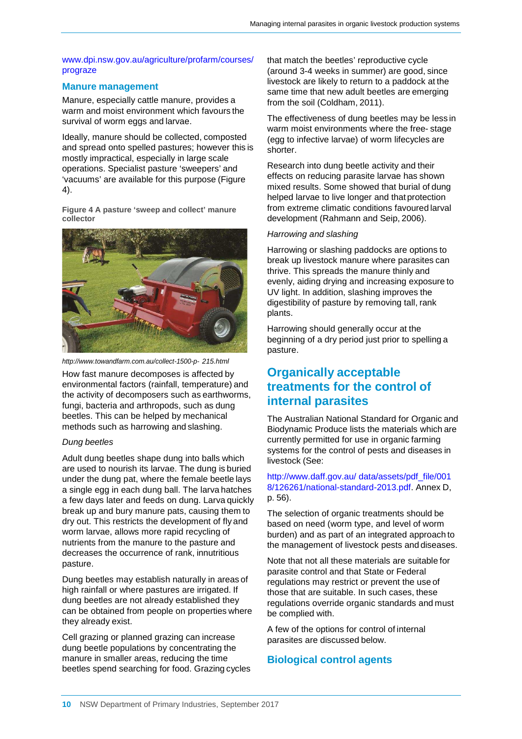www.dpi.nsw.gov.au/agriculture/profarm/courses/prograze

## Manure management

Manure, especially cattle manure, provides a warm and moist environment which favours the survival of worm eggs and larvae.

Ideally, manure should be collected, composted and spread onto spelled pastures; however this is mostly impractical, especially in large scale operations. Specialist pasture 'sweepers' and 'vacuums' are available for this purpose (Figure 4).

**Figure 4 A pasture 'sweep and collect' manure collector**

*http://www.towandfarm.com.au/collect-1500-p- 215.html*

How fast manure decomposes is affected by environmental factors (rainfall, temperature) and the activity of decomposers such as earthworms, fungi, bacteria and arthropods, such as dung beetles. This can be helped by mechanical methods such as harrowing and slashing.

*Dung beetles*

Adult dung beetles shape dung into balls which are used to nourish its larvae. The dung is buried under the dung pat, where the female beetle lays a single egg in each dung ball. The larva hatches a few days later and feeds on dung. Larva quickly break up and bury manure pats, causing them to dry out. This restricts the development of fly and worm larvae, allows more rapid recycling of nutrients from the manure to the pasture and decreases the occurrence of rank, innutritious pasture.

Dung beetles may establish naturally in areas of high rainfall or where pastures are irrigated. If dung beetles are not already established they can be obtained from people on properties where they already exist.

Cell grazing or planned grazing can increase dung beetle populations by concentrating the manure in smaller areas, reducing the time beetles spend searching for food. Grazing cycles that match the beetles' reproductive cycle (around 3-4 weeks in summer) are good, since livestock are likely to return to a paddock at the same time that new adult beetles are emerging from the soil (Coldham, 2011).

The effectiveness of dung beetles may be less in warm moist environments where the free- stage (egg to infective larvae) of worm lifecycles are shorter.

Research into dung beetle activity and their effects on reducing parasite larvae has shown mixed results. Some showed that burial of dung helped larvae to live longer and that protection from extreme climatic conditions favoured larval development (Rahmann and Seip, 2006).

*Harrowing and slashing*

Harrowing or slashing paddocks are options to break up livestock manure where parasites can thrive. This spreads the manure thinly and evenly, aiding drying and increasing exposure to UV light. In addition, slashing improves the digestibility of pasture by removing tall, rank plants.

Harrowing should generally occur at the beginning of a dry period just prior to spelling a pasture.

# Organically acceptable treatments for the control of internal parasites

The Australian National Standard for Organic and Biodynamic Produce lists the materials which are currently permitted for use in organic farming systems for the control of pests and diseases in livestock (See:

http://www.daff.gov.au/ data/assets/pdf_file/0018/126261/national-standard-2013.pdf. Annex D, p. 56).

The selection of organic treatments should be based on need (worm type, and level of worm burden) and as part of an integrated approach to the management of livestock pests and diseases.

Note that not all these materials are suitable for parasite control and that State or Federal regulations may restrict or prevent the use of those that are suitable. In such cases, these regulations override organic standards and must be complied with.

A few of the options for control of internal parasites are discussed below.

## Biological control agents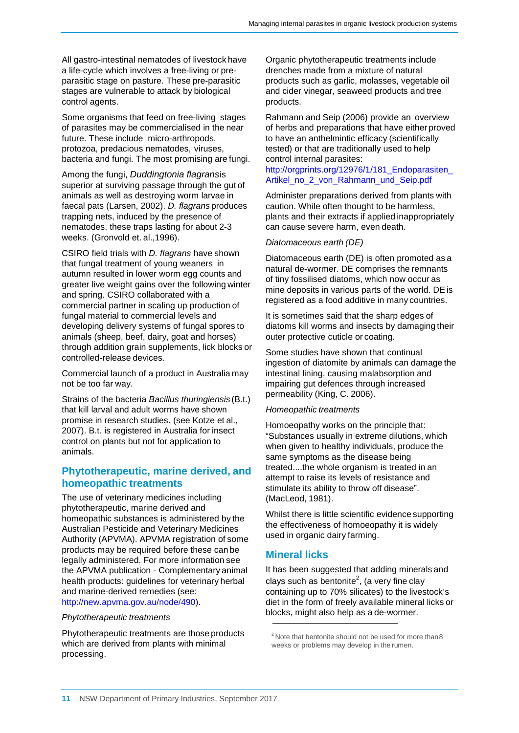All gastro-intestinal nematodes of livestock have a life-cycle which involves a free-living or pre-parasitic stage on pasture. These pre-parasitic stages are vulnerable to attack by biological control agents.

Some organisms that feed on free-living stages of parasites may be commercialised in the near future. These include micro-arthropods, protozoa, predacious nematodes, viruses, bacteria and fungi. The most promising are fungi.

Among the fungi, *Duddingtonia flagrans* is superior at surviving passage through the gut of animals as well as destroying worm larvae in faecal pats (Larsen, 2002). *D. flagrans* produces trapping nets, induced by the presence of nematodes, these traps lasting for about 2-3 weeks. (Gronvold et. al.,1996).

CSIRO field trials with *D. flagrans* have shown that fungal treatment of young weaners in autumn resulted in lower worm egg counts and greater live weight gains over the following winter and spring. CSIRO collaborated with a commercial partner in scaling up production of fungal material to commercial levels and developing delivery systems of fungal spores to animals (sheep, beef, dairy, goat and horses) through addition grain supplements, lick blocks or controlled-release devices.

Commercial launch of a product in Australia may not be too far way.

Strains of the bacteria *Bacillus thuringiensis* (B.t.) that kill larval and adult worms have shown promise in research studies. (see Kotze et al., 2007). B.t. is registered in Australia for insect control on plants but not for application to animals.

## Phytotherapeutic, marine derived, and homeopathic treatments

The use of veterinary medicines including phytotherapeutic, marine derived and homeopathic substances is administered by the Australian Pesticide and Veterinary Medicines Authority (APVMA). APVMA registration of some products may be required before these can be legally administered. For more information see the APVMA publication - Complementary animal health products: guidelines for veterinary herbal and marine-derived remedies (see: http://new.apvma.gov.au/node/490).

*Phytotherapeutic treatments*

Phytotherapeutic treatments are those products which are derived from plants with minimal processing.

Organic phytotherapeutic treatments include drenches made from a mixture of natural products such as garlic, molasses, vegetable oil and cider vinegar, seaweed products and tree products.

Rahmann and Seip (2006) provide an overview of herbs and preparations that have either proved to have an anthelmintic efficacy (scientifically tested) or that are traditionally used to help control internal parasites: http://orgprints.org/12976/1/181_Endoparasiten_Artikel_no_2_von_Rahmann_und_Seip.pdf

Administer preparations derived from plants with caution. While often thought to be harmless, plants and their extracts if applied inappropriately can cause severe harm, even death.

*Diatomaceous earth (DE)*

Diatomaceous earth (DE) is often promoted as a natural de-wormer. DE comprises the remnants of tiny fossilised diatoms, which now occur as mine deposits in various parts of the world. DE is registered as a food additive in many countries.

It is sometimes said that the sharp edges of diatoms kill worms and insects by damaging their outer protective cuticle or coating.

Some studies have shown that continual ingestion of diatomite by animals can damage the intestinal lining, causing malabsorption and impairing gut defences through increased permeability (King, C. 2006).

*Homeopathic treatments*

Homoeopathy works on the principle that: "Substances usually in extreme dilutions, which when given to healthy individuals, produce the same symptoms as the disease being treated....the whole organism is treated in an attempt to raise its levels of resistance and stimulate its ability to throw off disease". (MacLeod, 1981).

Whilst there is little scientific evidence supporting the effectiveness of homoeopathy it is widely used in organic dairy farming.

## Mineral licks

It has been suggested that adding minerals and clays such as bentonite[2], (a very fine clay containing up to 70% silicates) to the livestock's diet in the form of freely available mineral licks or blocks, might also help as a de-wormer.

[2] Note that bentonite should not be used for more than 8 weeks or problems may develop in the rumen.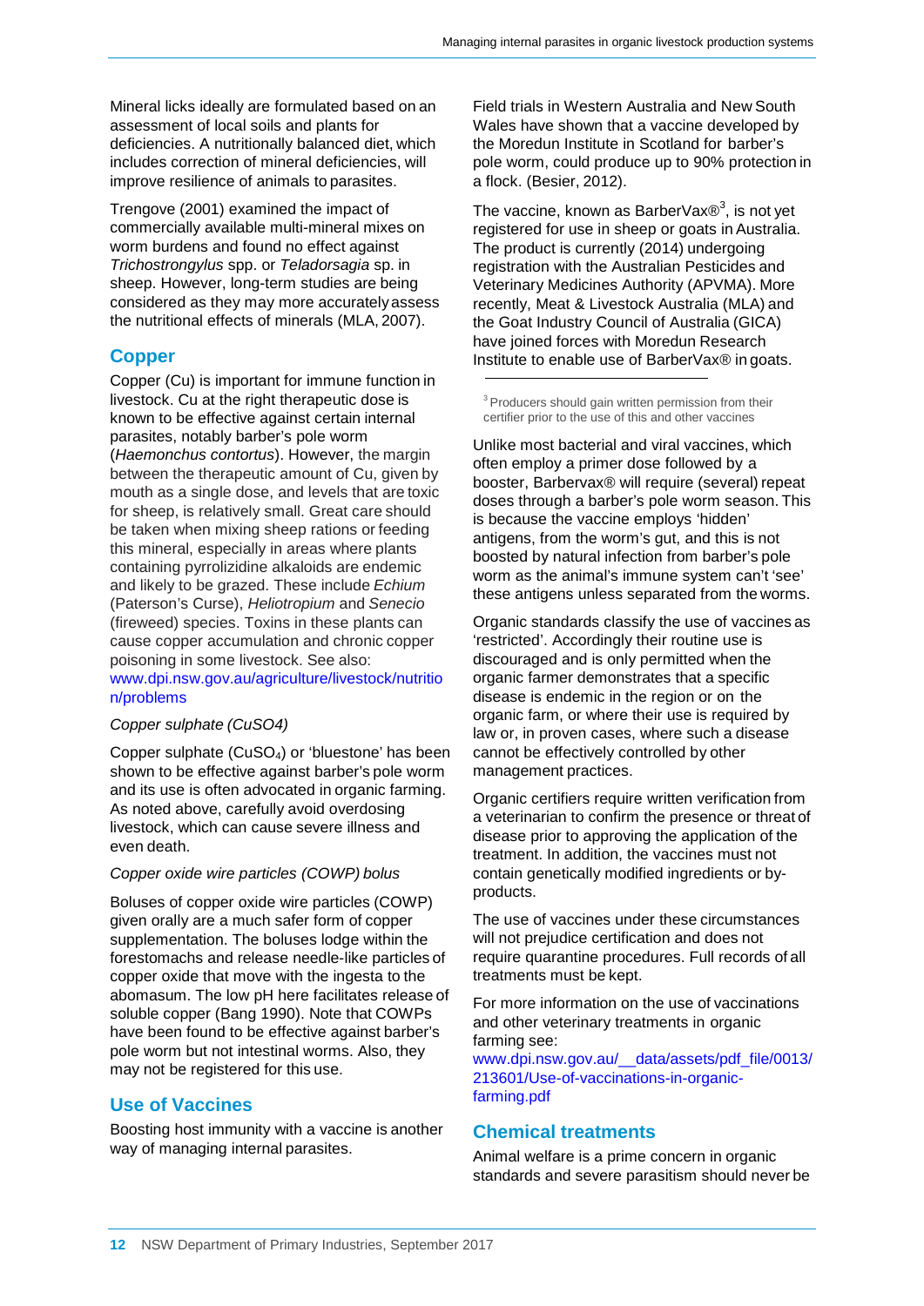Mineral licks ideally are formulated based on an assessment of local soils and plants for deficiencies. A nutritionally balanced diet, which includes correction of mineral deficiencies, will improve resilience of animals to parasites.

Trengove (2001) examined the impact of commercially available multi-mineral mixes on worm burdens and found no effect against *Trichostrongylus* spp. or *Teladorsagia* sp. in sheep. However, long-term studies are being considered as they may more accurately assess the nutritional effects of minerals (MLA, 2007).

## Copper

Copper (Cu) is important for immune function in livestock. Cu at the right therapeutic dose is known to be effective against certain internal parasites, notably barber's pole worm (*Haemonchus contortus*). However, the margin between the therapeutic amount of Cu, given by mouth as a single dose, and levels that are toxic for sheep, is relatively small. Great care should be taken when mixing sheep rations or feeding this mineral, especially in areas where plants containing pyrrolizidine alkaloids are endemic and likely to be grazed. These include *Echium* (Paterson's Curse), *Heliotropium* and *Senecio* (fireweed) species. Toxins in these plants can cause copper accumulation and chronic copper poisoning in some livestock. See also: www.dpi.nsw.gov.au/agriculture/livestock/nutrition/problems

*Copper sulphate (CuSO4)*

Copper sulphate ($CuSO_4$) or 'bluestone' has been shown to be effective against barber's pole worm and its use is often advocated in organic farming. As noted above, carefully avoid overdosing livestock, which can cause severe illness and even death.

*Copper oxide wire particles (COWP) bolus*

Boluses of copper oxide wire particles (COWP) given orally are a much safer form of copper supplementation. The boluses lodge within the forestomachs and release needle-like particles of copper oxide that move with the ingesta to the abomasum. The low pH here facilitates release of soluble copper (Bang 1990). Note that COWPs have been found to be effective against barber's pole worm but not intestinal worms. Also, they may not be registered for this use.

## Use of Vaccines

Boosting host immunity with a vaccine is another way of managing internal parasites.

Field trials in Western Australia and New South Wales have shown that a vaccine developed by the Moredun Institute in Scotland for barber's pole worm, could produce up to 90% protection in a flock. (Besier, 2012).

The vaccine, known as BarberVax®[3], is not yet registered for use in sheep or goats in Australia. The product is currently (2014) undergoing registration with the Australian Pesticides and Veterinary Medicines Authority (APVMA). More recently, Meat & Livestock Australia (MLA) and the Goat Industry Council of Australia (GICA) have joined forces with Moredun Research Institute to enable use of BarberVax® in goats.

[3] Producers should gain written permission from their certifier prior to the use of this and other vaccines

Unlike most bacterial and viral vaccines, which often employ a primer dose followed by a booster, Barbervax® will require (several) repeat doses through a barber's pole worm season. This is because the vaccine employs 'hidden' antigens, from the worm's gut, and this is not boosted by natural infection from barber's pole worm as the animal's immune system can't 'see' these antigens unless separated from the worms.

Organic standards classify the use of vaccines as 'restricted'. Accordingly their routine use is discouraged and is only permitted when the organic farmer demonstrates that a specific disease is endemic in the region or on the organic farm, or where their use is required by law or, in proven cases, where such a disease cannot be effectively controlled by other management practices.

Organic certifiers require written verification from a veterinarian to confirm the presence or threat of disease prior to approving the application of the treatment. In addition, the vaccines must not contain genetically modified ingredients or by-products.

The use of vaccines under these circumstances will not prejudice certification and does not require quarantine procedures. Full records of all treatments must be kept.

For more information on the use of vaccinations and other veterinary treatments in organic farming see: www.dpi.nsw.gov.au/__data/assets/pdf_file/0013/213601/Use-of-vaccinations-in-organic-farming.pdf

## Chemical treatments

Animal welfare is a prime concern in organic standards and severe parasitism should never be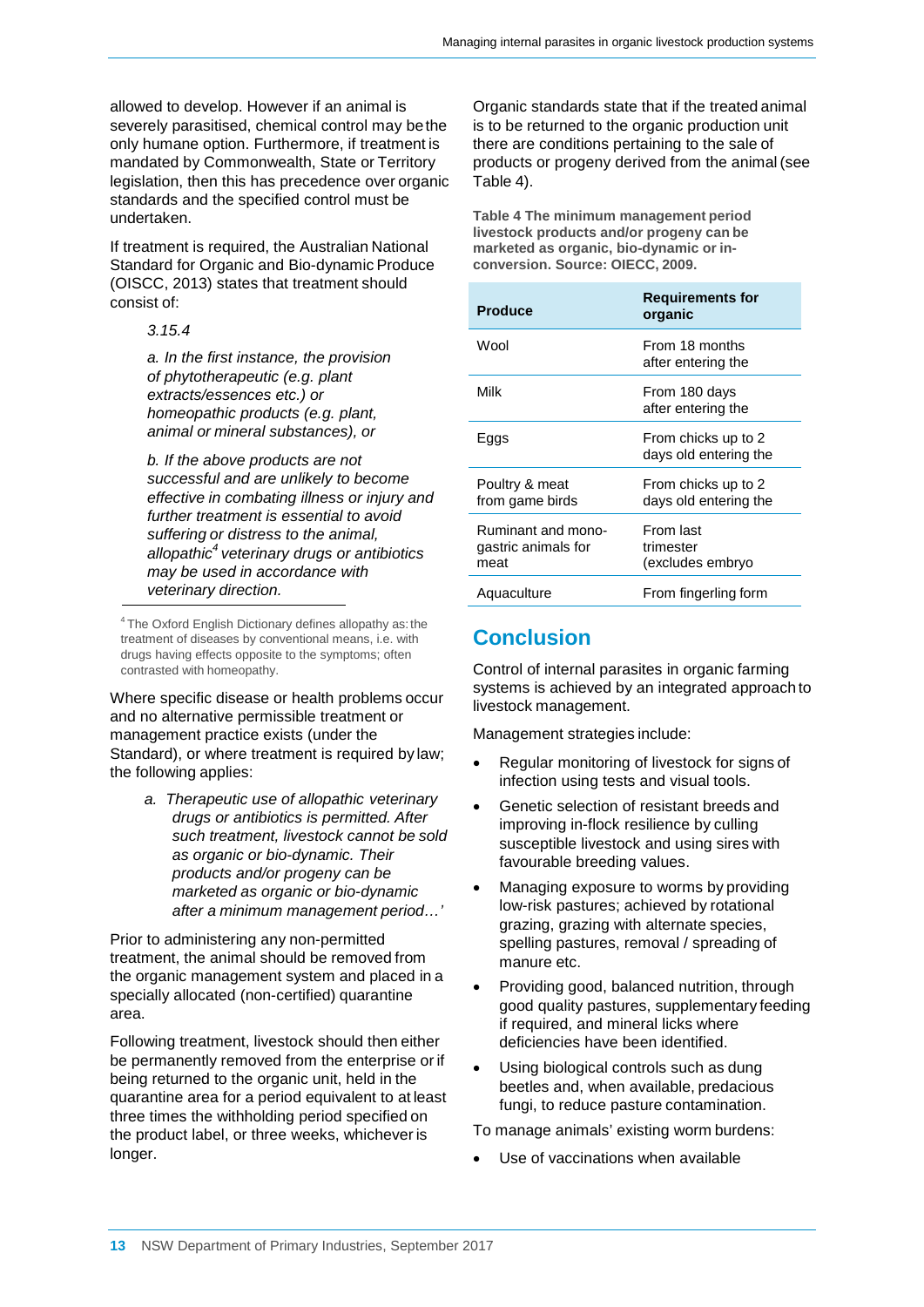allowed to develop. However if an animal is severely parasitised, chemical control may be the only humane option. Furthermore, if treatment is mandated by Commonwealth, State or Territory legislation, then this has precedence over organic standards and the specified control must be undertaken.

If treatment is required, the Australian National Standard for Organic and Bio-dynamic Produce (OISCC, 2013) states that treatment should consist of:

> *3.15.4*
>
> *a. In the first instance, the provision of phytotherapeutic (e.g. plant extracts/essences etc.) or homeopathic products (e.g. plant, animal or mineral substances), or*
>
> *b. If the above products are not successful and are unlikely to become effective in combating illness or injury and further treatment is essential to avoid suffering or distress to the animal, allopathic[4] veterinary drugs or antibiotics may be used in accordance with veterinary direction.*

[4] The Oxford English Dictionary defines allopathy as: the treatment of diseases by conventional means, i.e. with drugs having effects opposite to the symptoms; often contrasted with homeopathy.

Where specific disease or health problems occur and no alternative permissible treatment or management practice exists (under the Standard), or where treatment is required by law; the following applies:

> *a. Therapeutic use of allopathic veterinary drugs or antibiotics is permitted. After such treatment, livestock cannot be sold as organic or bio-dynamic. Their products and/or progeny can be marketed as organic or bio-dynamic after a minimum management period…'*

Prior to administering any non-permitted treatment, the animal should be removed from the organic management system and placed in a specially allocated (non-certified) quarantine area.

Following treatment, livestock should then either be permanently removed from the enterprise or if being returned to the organic unit, held in the quarantine area for a period equivalent to at least three times the withholding period specified on the product label, or three weeks, whichever is longer.

Organic standards state that if the treated animal is to be returned to the organic production unit there are conditions pertaining to the sale of products or progeny derived from the animal (see Table 4).

**Table 4 The minimum management period livestock products and/or progeny can be marketed as organic, bio-dynamic or in-conversion. Source: OIECC, 2009.**

| Produce | Requirements for organic |
|---|---|
| Wool | From 18 months after entering the |
| Milk | From 180 days after entering the |
| Eggs | From chicks up to 2 days old entering the |
| Poultry & meat from game birds | From chicks up to 2 days old entering the |
| Ruminant and mono-gastric animals for meat | From last trimester (excludes embryo |
| Aquaculture | From fingerling form |

## Conclusion

Control of internal parasites in organic farming systems is achieved by an integrated approach to livestock management.

Management strategies include:

- Regular monitoring of livestock for signs of infection using tests and visual tools.
- Genetic selection of resistant breeds and improving in-flock resilience by culling susceptible livestock and using sires with favourable breeding values.
- Managing exposure to worms by providing low-risk pastures; achieved by rotational grazing, grazing with alternate species, spelling pastures, removal / spreading of manure etc.
- Providing good, balanced nutrition, through good quality pastures, supplementary feeding if required, and mineral licks where deficiencies have been identified.
- Using biological controls such as dung beetles and, when available, predacious fungi, to reduce pasture contamination.

To manage animals' existing worm burdens:

- Use of vaccinations when available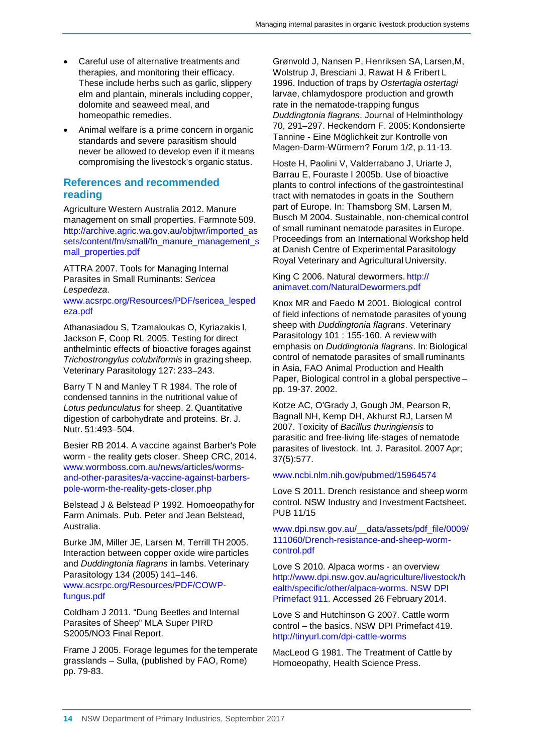- Careful use of alternative treatments and therapies, and monitoring their efficacy. These include herbs such as garlic, slippery elm and plantain, minerals including copper, dolomite and seaweed meal, and homeopathic remedies.
- Animal welfare is a prime concern in organic standards and severe parasitism should never be allowed to develop even if it means compromising the livestock's organic status.

## References and recommended reading

Agriculture Western Australia 2012. Manure management on small properties. Farmnote 509. http://archive.agric.wa.gov.au/objtwr/imported_assets/content/fm/small/fn_manure_management_small_properties.pdf

ATTRA 2007. Tools for Managing Internal Parasites in Small Ruminants: *Sericea Lespedeza*. www.acsrpc.org/Resources/PDF/sericea_lespedeza.pdf

Athanasiadou S, Tzamaloukas O, Kyriazakis I, Jackson F, Coop RL 2005. Testing for direct anthelmintic effects of bioactive forages against *Trichostrongylus colubriformis* in grazing sheep. Veterinary Parasitology 127: 233–243.

Barry T N and Manley T R 1984. The role of condensed tannins in the nutritional value of *Lotus pedunculatus* for sheep. 2. Quantitative digestion of carbohydrate and proteins. Br. J. Nutr. 51:493–504.

Besier RB 2014. A vaccine against Barber's Pole worm - the reality gets closer. Sheep CRC, 2014. www.wormboss.com.au/news/articles/worms-and-other-parasites/a-vaccine-against-barbers-pole-worm-the-reality-gets-closer.php

Belstead J & Belstead P 1992. Homoeopathy for Farm Animals. Pub. Peter and Jean Belstead, Australia.

Burke JM, Miller JE, Larsen M, Terrill TH 2005. Interaction between copper oxide wire particles and *Duddingtonia flagrans* in lambs. Veterinary Parasitology 134 (2005) 141–146. www.acsrpc.org/Resources/PDF/COWP-fungus.pdf

Coldham J 2011. "Dung Beetles and Internal Parasites of Sheep" MLA Super PIRD S2005/NO3 Final Report.

Frame J 2005. Forage legumes for the temperate grasslands – Sulla, (published by FAO, Rome) pp. 79-83.

Grønvold J, Nansen P, Henriksen SA, Larsen,M, Wolstrup J, Bresciani J, Rawat H & Fribert L 1996. Induction of traps by *Ostertagia ostertagi* larvae, chlamydospore production and growth rate in the nematode-trapping fungus *Duddingtonia flagrans*. Journal of Helminthology 70, 291–297. Heckendorn F. 2005: Kondonsierte Tannine - Eine Möglichkeit zur Kontrolle von Magen-Darm-Würmern? Forum 1/2, p. 11-13.

Hoste H, Paolini V, Valderrabano J, Uriarte J, Barrau E, Fouraste I 2005b. Use of bioactive plants to control infections of the gastrointestinal tract with nematodes in goats in the Southern part of Europe. In: Thamsborg SM, Larsen M, Busch M 2004. Sustainable, non-chemical control of small ruminant nematode parasites in Europe. Proceedings from an International Workshop held at Danish Centre of Experimental Parasitology Royal Veterinary and Agricultural University.

King C 2006. Natural dewormers. http://animavet.com/NaturalDewormers.pdf

Knox MR and Faedo M 2001. Biological control of field infections of nematode parasites of young sheep with *Duddingtonia flagrans*. Veterinary Parasitology 101 : 155-160. A review with emphasis on *Duddingtonia flagrans*. In: Biological control of nematode parasites of small ruminants in Asia, FAO Animal Production and Health Paper, Biological control in a global perspective – pp. 19-37. 2002.

Kotze AC, O'Grady J, Gough JM, Pearson R, Bagnall NH, Kemp DH, Akhurst RJ, Larsen M 2007. Toxicity of *Bacillus thuringiensis* to parasitic and free-living life-stages of nematode parasites of livestock. Int. J. Parasitol. 2007 Apr; 37(5):577.

www.ncbi.nlm.nih.gov/pubmed/15964574

Love S 2011. Drench resistance and sheep worm control. NSW Industry and Investment Factsheet. PUB 11/15

www.dpi.nsw.gov.au/__data/assets/pdf_file/0009/111060/Drench-resistance-and-sheep-worm-control.pdf

Love S 2010. Alpaca worms - an overview http://www.dpi.nsw.gov.au/agriculture/livestock/health/specific/other/alpaca-worms. NSW DPI Primefact 911. Accessed 26 February 2014.

Love S and Hutchinson G 2007. Cattle worm control – the basics. NSW DPI Primefact 419. http://tinyurl.com/dpi-cattle-worms

MacLeod G 1981. The Treatment of Cattle by Homoeopathy, Health Science Press.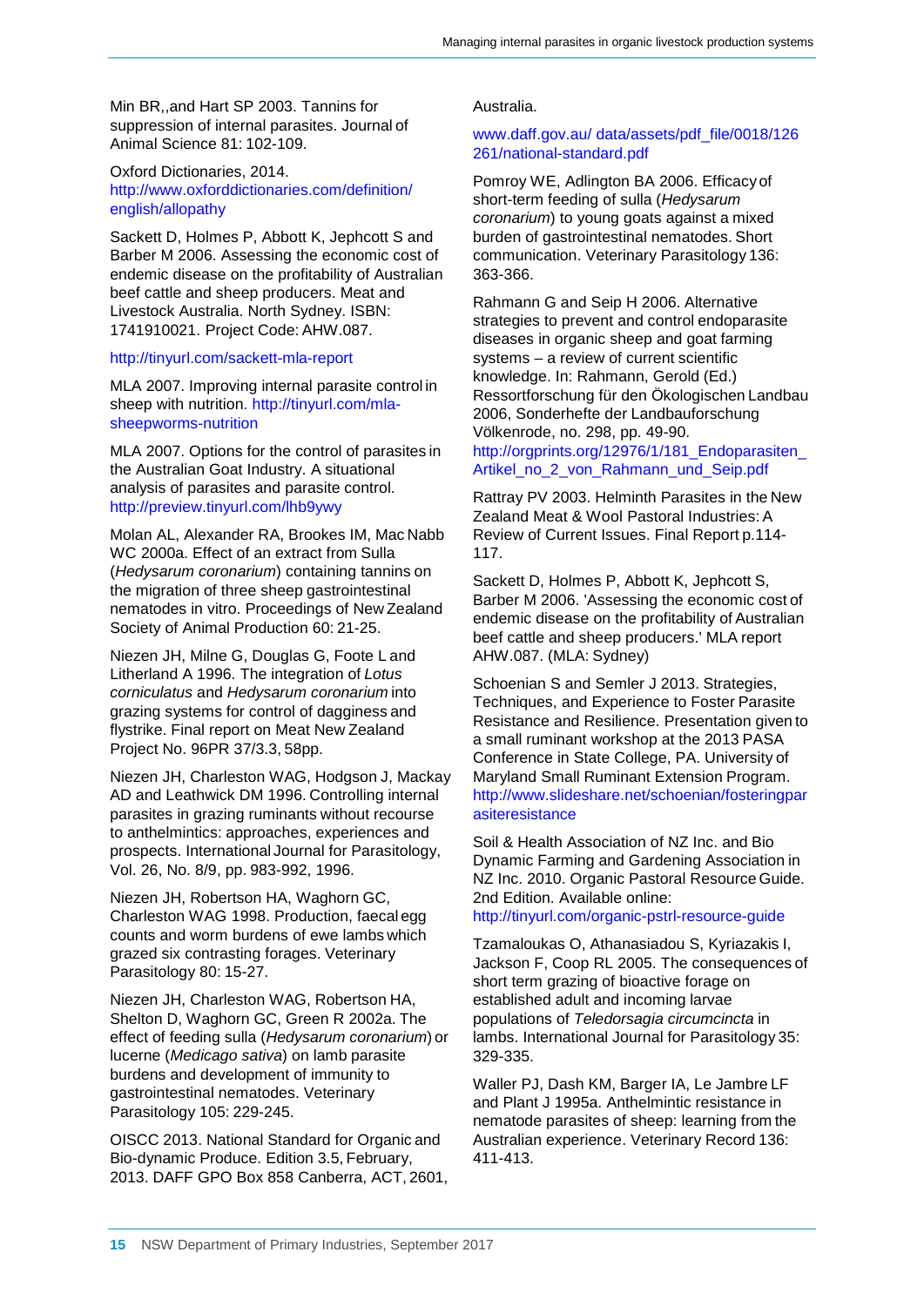Min BR,,and Hart SP 2003. Tannins for suppression of internal parasites. Journal of Animal Science 81: 102-109.

Oxford Dictionaries, 2014. http://www.oxforddictionaries.com/definition/english/allopathy

Sackett D, Holmes P, Abbott K, Jephcott S and Barber M 2006. Assessing the economic cost of endemic disease on the profitability of Australian beef cattle and sheep producers. Meat and Livestock Australia. North Sydney. ISBN: 1741910021. Project Code: AHW.087.

http://tinyurl.com/sackett-mla-report

MLA 2007. Improving internal parasite control in sheep with nutrition. http://tinyurl.com/mla-sheepworms-nutrition

MLA 2007. Options for the control of parasites in the Australian Goat Industry. A situational analysis of parasites and parasite control. http://preview.tinyurl.com/lhb9ywy

Molan AL, Alexander RA, Brookes IM, Mac Nabb WC 2000a. Effect of an extract from Sulla (*Hedysarum coronarium*) containing tannins on the migration of three sheep gastrointestinal nematodes in vitro. Proceedings of New Zealand Society of Animal Production 60: 21-25.

Niezen JH, Milne G, Douglas G, Foote L and Litherland A 1996. The integration of *Lotus corniculatus* and *Hedysarum coronarium* into grazing systems for control of dagginess and flystrike. Final report on Meat New Zealand Project No. 96PR 37/3.3, 58pp.

Niezen JH, Charleston WAG, Hodgson J, Mackay AD and Leathwick DM 1996. Controlling internal parasites in grazing ruminants without recourse to anthelmintics: approaches, experiences and prospects. International Journal for Parasitology, Vol. 26, No. 8/9, pp. 983-992, 1996.

Niezen JH, Robertson HA, Waghorn GC, Charleston WAG 1998. Production, faecal egg counts and worm burdens of ewe lambs which grazed six contrasting forages. Veterinary Parasitology 80: 15-27.

Niezen JH, Charleston WAG, Robertson HA, Shelton D, Waghorn GC, Green R 2002a. The effect of feeding sulla (*Hedysarum coronarium*) or lucerne (*Medicago sativa*) on lamb parasite burdens and development of immunity to gastrointestinal nematodes. Veterinary Parasitology 105: 229-245.

OISCC 2013. National Standard for Organic and Bio-dynamic Produce. Edition 3.5, February, 2013. DAFF GPO Box 858 Canberra, ACT, 2601, Australia.

www.daff.gov.au/ data/assets/pdf_file/0018/126261/national-standard.pdf

Pomroy WE, Adlington BA 2006. Efficacy of short-term feeding of sulla (*Hedysarum coronarium*) to young goats against a mixed burden of gastrointestinal nematodes. Short communication. Veterinary Parasitology 136: 363-366.

Rahmann G and Seip H 2006. Alternative strategies to prevent and control endoparasite diseases in organic sheep and goat farming systems – a review of current scientific knowledge. In: Rahmann, Gerold (Ed.) Ressortforschung für den Ökologischen Landbau 2006, Sonderhefte der Landbauforschung Völkenrode, no. 298, pp. 49-90. http://orgprints.org/12976/1/181_Endoparasiten_Artikel_no_2_von_Rahmann_und_Seip.pdf

Rattray PV 2003. Helminth Parasites in the New Zealand Meat & Wool Pastoral Industries: A Review of Current Issues. Final Report p.114-117.

Sackett D, Holmes P, Abbott K, Jephcott S, Barber M 2006. 'Assessing the economic cost of endemic disease on the profitability of Australian beef cattle and sheep producers.' MLA report AHW.087. (MLA: Sydney)

Schoenian S and Semler J 2013. Strategies, Techniques, and Experience to Foster Parasite Resistance and Resilience. Presentation given to a small ruminant workshop at the 2013 PASA Conference in State College, PA. University of Maryland Small Ruminant Extension Program. http://www.slideshare.net/schoenian/fosteringparasiteresistance

Soil & Health Association of NZ Inc. and Bio Dynamic Farming and Gardening Association in NZ Inc. 2010. Organic Pastoral Resource Guide. 2nd Edition. Available online: http://tinyurl.com/organic-pstrl-resource-guide

Tzamaloukas O, Athanasiadou S, Kyriazakis I, Jackson F, Coop RL 2005. The consequences of short term grazing of bioactive forage on established adult and incoming larvae populations of *Teledorsagia circumcincta* in lambs. International Journal for Parasitology 35: 329-335.

Waller PJ, Dash KM, Barger IA, Le Jambre LF and Plant J 1995a. Anthelmintic resistance in nematode parasites of sheep: learning from the Australian experience. Veterinary Record 136: 411-413.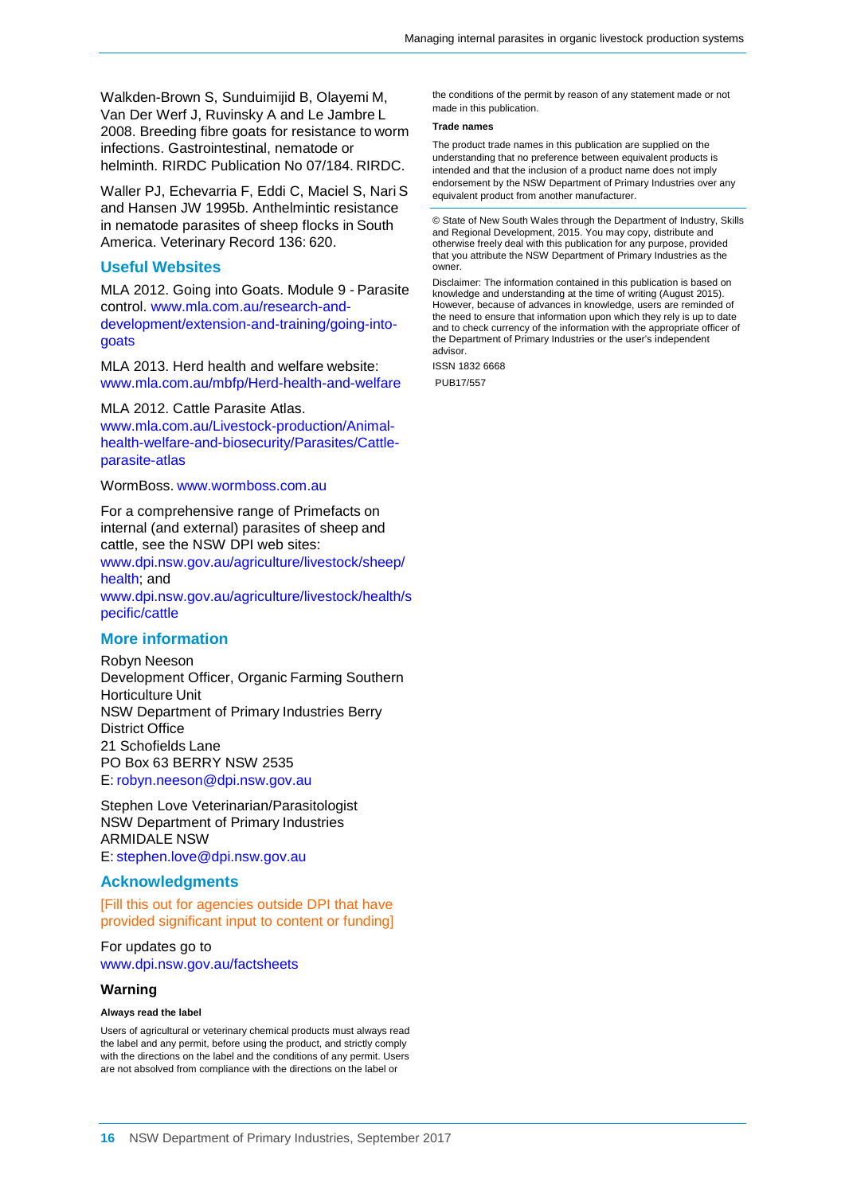Walkden-Brown S, Sunduimijid B, Olayemi M, Van Der Werf J, Ruvinsky A and Le Jambre L 2008. Breeding fibre goats for resistance to worm infections. Gastrointestinal, nematode or helminth. RIRDC Publication No 07/184. RIRDC.

Waller PJ, Echevarria F, Eddi C, Maciel S, Nari S and Hansen JW 1995b. Anthelmintic resistance in nematode parasites of sheep flocks in South America. Veterinary Record 136: 620.

## Useful Websites

MLA 2012. Going into Goats. Module 9 - Parasite control. www.mla.com.au/research-and-development/extension-and-training/going-into-goats

MLA 2013. Herd health and welfare website: www.mla.com.au/mbfp/Herd-health-and-welfare

MLA 2012. Cattle Parasite Atlas. www.mla.com.au/Livestock-production/Animal-health-welfare-and-biosecurity/Parasites/Cattle-parasite-atlas

WormBoss. www.wormboss.com.au

For a comprehensive range of Primefacts on internal (and external) parasites of sheep and cattle, see the NSW DPI web sites: www.dpi.nsw.gov.au/agriculture/livestock/sheep/health; and www.dpi.nsw.gov.au/agriculture/livestock/health/specific/cattle

## More information

Robyn Neeson
Development Officer, Organic Farming Southern Horticulture Unit
NSW Department of Primary Industries Berry District Office
21 Schofields Lane
PO Box 63 BERRY NSW 2535
E: robyn.neeson@dpi.nsw.gov.au

Stephen Love Veterinarian/Parasitologist
NSW Department of Primary Industries
ARMIDALE NSW
E: stephen.love@dpi.nsw.gov.au

## Acknowledgments

[Fill this out for agencies outside DPI that have provided significant input to content or funding]

For updates go to www.dpi.nsw.gov.au/factsheets

### Warning

**Always read the label**

Users of agricultural or veterinary chemical products must always read the label and any permit, before using the product, and strictly comply with the directions on the label and the conditions of any permit. Users are not absolved from compliance with the directions on the label or the conditions of the permit by reason of any statement made or not made in this publication.

**Trade names**

The product trade names in this publication are supplied on the understanding that no preference between equivalent products is intended and that the inclusion of a product name does not imply endorsement by the NSW Department of Primary Industries over any equivalent product from another manufacturer.

© State of New South Wales through the Department of Industry, Skills and Regional Development, 2015. You may copy, distribute and otherwise freely deal with this publication for any purpose, provided that you attribute the NSW Department of Primary Industries as the owner.

Disclaimer: The information contained in this publication is based on knowledge and understanding at the time of writing (August 2015). However, because of advances in knowledge, users are reminded of the need to ensure that information upon which they rely is up to date and to check currency of the information with the appropriate officer of the Department of Primary Industries or the user's independent advisor.

ISSN 1832 6668

PUB17/557